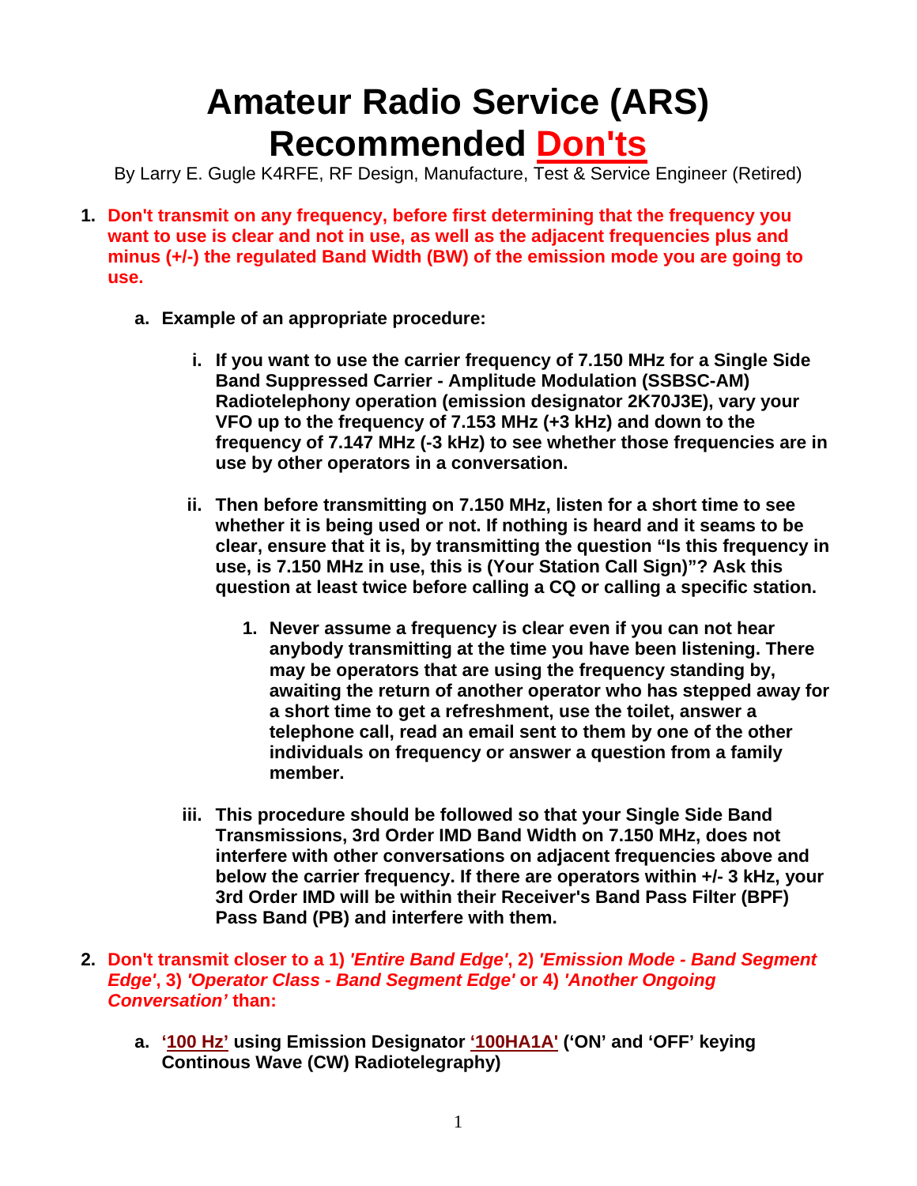# Amateur Radio Service (ARS) Recommended Don'ts

By Larry E. Gugle K4RFE, RF Design, Manufacture, Test & Service Engineer (Retired)

1. **Don't transmit on any frequency, before first determining that the frequency you want to use is clear and not in use, as well as the adjacent frequencies plus and minus (+/-) the regulated Band Width (BW) of the emission mode you are going to use.**

   a. **Example of an appropriate procedure:**

      i. **If you want to use the carrier frequency of 7.150 MHz for a Single Side Band Suppressed Carrier - Amplitude Modulation (SSBSC-AM) Radiotelephony operation (emission designator 2K70J3E), vary your VFO up to the frequency of 7.153 MHz (+3 kHz) and down to the frequency of 7.147 MHz (-3 kHz) to see whether those frequencies are in use by other operators in a conversation.**

      ii. **Then before transmitting on 7.150 MHz, listen for a short time to see whether it is being used or not. If nothing is heard and it seams to be clear, ensure that it is, by transmitting the question "Is this frequency in use, is 7.150 MHz in use, this is (Your Station Call Sign)"? Ask this question at least twice before calling a CQ or calling a specific station.**

         1. **Never assume a frequency is clear even if you can not hear anybody transmitting at the time you have been listening. There may be operators that are using the frequency standing by, awaiting the return of another operator who has stepped away for a short time to get a refreshment, use the toilet, answer a telephone call, read an email sent to them by one of the other individuals on frequency or answer a question from a family member.**

      iii. **This procedure should be followed so that your Single Side Band Transmissions, 3rd Order IMD Band Width on 7.150 MHz, does not interfere with other conversations on adjacent frequencies above and below the carrier frequency. If there are operators within +/- 3 kHz, your 3rd Order IMD will be within their Receiver's Band Pass Filter (BPF) Pass Band (PB) and interfere with them.**

2. **Don't transmit closer to a 1) *'Entire Band Edge'*, 2) *'Emission Mode - Band Segment Edge'*, 3) *'Operator Class - Band Segment Edge'* or 4) *'Another Ongoing Conversation'* than:**

   a. **'<u>100 Hz</u>' using Emission Designator '<u>100HA1A</u>' ('ON' and 'OFF' keying Continous Wave (CW) Radiotelegraphy)**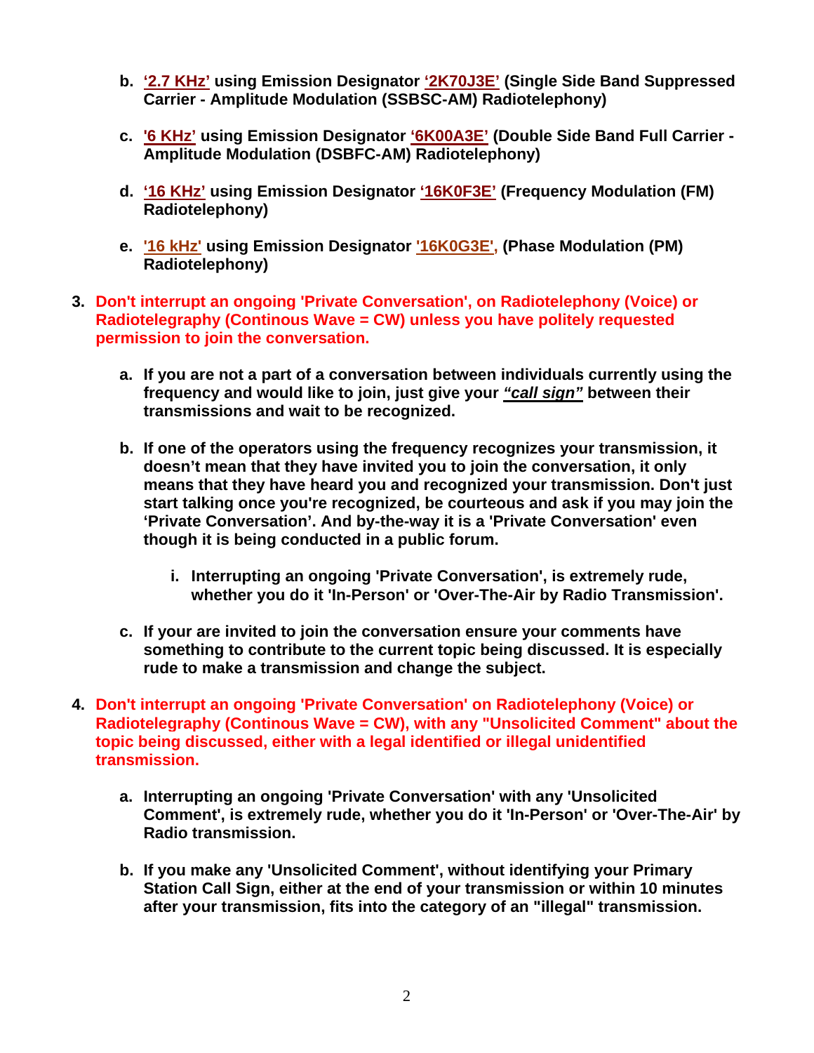b. **'2.7 KHz'** using Emission Designator **'2K70J3E'** (Single Side Band Suppressed Carrier - Amplitude Modulation (SSBSC-AM) Radiotelephony)

c. **'6 KHz'** using Emission Designator **'6K00A3E'** (Double Side Band Full Carrier - Amplitude Modulation (DSBFC-AM) Radiotelephony)

d. **'16 KHz'** using Emission Designator **'16K0F3E'** (Frequency Modulation (FM) Radiotelephony)

e. **'16 kHz'** using Emission Designator **'16K0G3E',** (Phase Modulation (PM) Radiotelephony)

3. **Don't interrupt an ongoing 'Private Conversation', on Radiotelephony (Voice) or Radiotelegraphy (Continous Wave = CW) unless you have politely requested permission to join the conversation.**

   a. **If you are not a part of a conversation between individuals currently using the frequency and would like to join, just give your *"call sign"* between their transmissions and wait to be recognized.**

   b. **If one of the operators using the frequency recognizes your transmission, it doesn't mean that they have invited you to join the conversation, it only means that they have heard you and recognized your transmission. Don't just start talking once you're recognized, be courteous and ask if you may join the 'Private Conversation'. And by-the-way it is a 'Private Conversation' even though it is being conducted in a public forum.**

      i. **Interrupting an ongoing 'Private Conversation', is extremely rude, whether you do it 'In-Person' or 'Over-The-Air by Radio Transmission'.**

   c. **If your are invited to join the conversation ensure your comments have something to contribute to the current topic being discussed. It is especially rude to make a transmission and change the subject.**

4. **Don't interrupt an ongoing 'Private Conversation' on Radiotelephony (Voice) or Radiotelegraphy (Continous Wave = CW), with any "Unsolicited Comment" about the topic being discussed, either with a legal identified or illegal unidentified transmission.**

   a. **Interrupting an ongoing 'Private Conversation' with any 'Unsolicited Comment', is extremely rude, whether you do it 'In-Person' or 'Over-The-Air' by Radio transmission.**

   b. **If you make any 'Unsolicited Comment', without identifying your Primary Station Call Sign, either at the end of your transmission or within 10 minutes after your transmission, fits into the category of an "illegal" transmission.**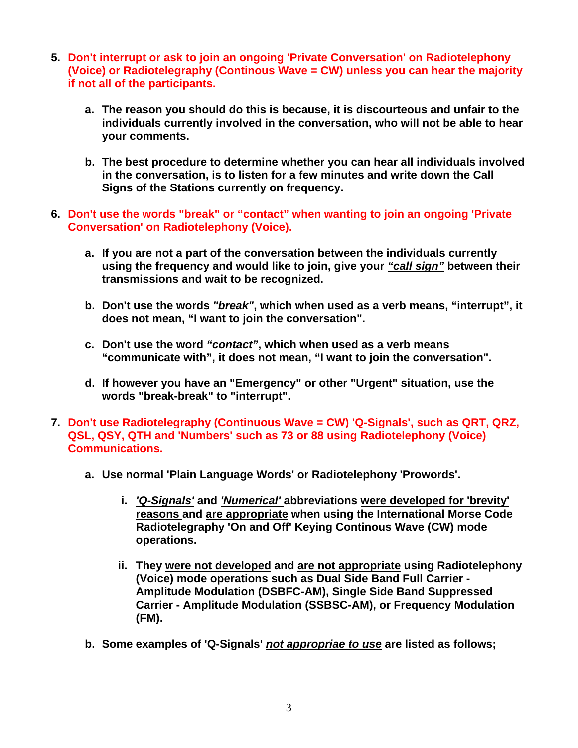5. **Don't interrupt or ask to join an ongoing 'Private Conversation' on Radiotelephony (Voice) or Radiotelegraphy (Continous Wave = CW) unless you can hear the majority if not all of the participants.**

    a. **The reason you should do this is because, it is discourteous and unfair to the individuals currently involved in the conversation, who will not be able to hear your comments.**

    b. **The best procedure to determine whether you can hear all individuals involved in the conversation, is to listen for a few minutes and write down the Call Signs of the Stations currently on frequency.**

6. **Don't use the words "break" or "contact" when wanting to join an ongoing 'Private Conversation' on Radiotelephony (Voice).**

    a. **If you are not a part of the conversation between the individuals currently using the frequency and would like to join, give your *<u>"call sign"</u>* between their transmissions and wait to be recognized.**

    b. **Don't use the words *"break"*, which when used as a verb means, "interrupt", it does not mean, "I want to join the conversation".**

    c. **Don't use the word *"contact"*, which when used as a verb means "communicate with", it does not mean, "I want to join the conversation".**

    d. **If however you have an "Emergency" or other "Urgent" situation, use the words "break-break" to "interrupt".**

7. **Don't use Radiotelegraphy (Continuous Wave = CW) 'Q-Signals', such as QRT, QRZ, QSL, QSY, QTH and 'Numbers' such as 73 or 88 using Radiotelephony (Voice) Communications.**

    a. **Use normal 'Plain Language Words' or Radiotelephony 'Prowords'.**

        i. ***<u>'Q-Signals'</u>* and *<u>'Numerical'</u>* abbreviations <u>were developed for 'brevity' reasons</u> and <u>are appropriate</u> when using the International Morse Code Radiotelegraphy 'On and Off' Keying Continous Wave (CW) mode operations.**

        ii. **They <u>were not developed</u> and <u>are not appropriate</u> using Radiotelephony (Voice) mode operations such as Dual Side Band Full Carrier - Amplitude Modulation (DSBFC-AM), Single Side Band Suppressed Carrier - Amplitude Modulation (SSBSC-AM), or Frequency Modulation (FM).**

    b. **Some examples of 'Q-Signals' *<u>not appropriae to use</u>* are listed as follows;**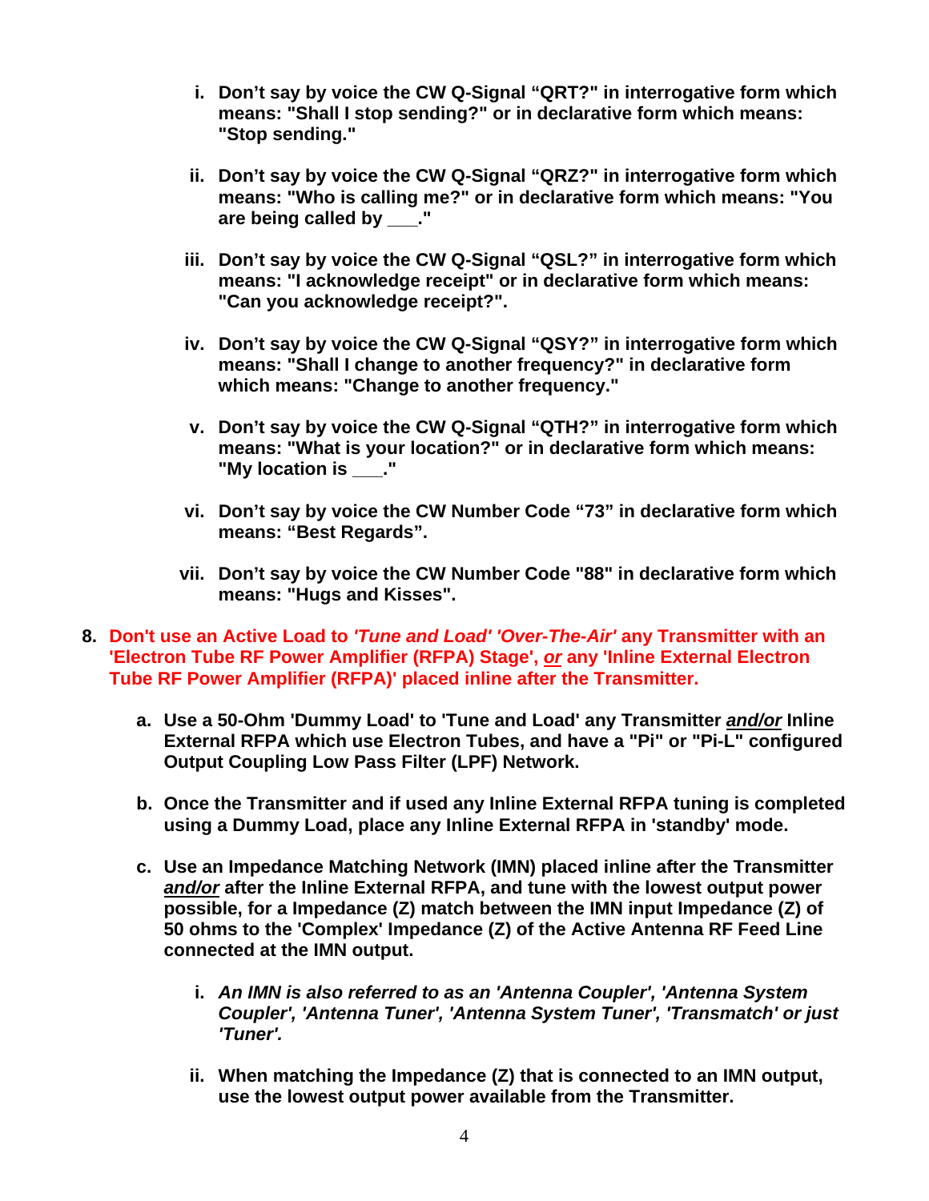i. **Don't say by voice the CW Q-Signal "QRT?" in interrogative form which means: "Shall I stop sending?" or in declarative form which means: "Stop sending."**

ii. **Don't say by voice the CW Q-Signal "QRZ?" in interrogative form which means: "Who is calling me?" or in declarative form which means: "You are being called by ___."**

iii. **Don't say by voice the CW Q-Signal "QSL?" in interrogative form which means: "I acknowledge receipt" or in declarative form which means: "Can you acknowledge receipt?".**

iv. **Don't say by voice the CW Q-Signal "QSY?" in interrogative form which means: "Shall I change to another frequency?" in declarative form which means: "Change to another frequency."**

v. **Don't say by voice the CW Q-Signal "QTH?" in interrogative form which means: "What is your location?" or in declarative form which means: "My location is ___."**

vi. **Don't say by voice the CW Number Code "73" in declarative form which means: "Best Regards".**

vii. **Don't say by voice the CW Number Code "88" in declarative form which means: "Hugs and Kisses".**

8. **Don't use an Active Load to *'Tune and Load' 'Over-The-Air'* any Transmitter with an 'Electron Tube RF Power Amplifier (RFPA) Stage', *or* any 'Inline External Electron Tube RF Power Amplifier (RFPA)' placed inline after the Transmitter.**

   a. **Use a 50-Ohm 'Dummy Load' to 'Tune and Load' any Transmitter *and/or* Inline External RFPA which use Electron Tubes, and have a "Pi" or "Pi-L" configured Output Coupling Low Pass Filter (LPF) Network.**

   b. **Once the Transmitter and if used any Inline External RFPA tuning is completed using a Dummy Load, place any Inline External RFPA in 'standby' mode.**

   c. **Use an Impedance Matching Network (IMN) placed inline after the Transmitter *and/or* after the Inline External RFPA, and tune with the lowest output power possible, for a Impedance (Z) match between the IMN input Impedance (Z) of 50 ohms to the 'Complex' Impedance (Z) of the Active Antenna RF Feed Line connected at the IMN output.**

      i. ***An IMN is also referred to as an 'Antenna Coupler', 'Antenna System Coupler', 'Antenna Tuner', 'Antenna System Tuner', 'Transmatch' or just 'Tuner'.***

      ii. **When matching the Impedance (Z) that is connected to an IMN output, use the lowest output power available from the Transmitter.**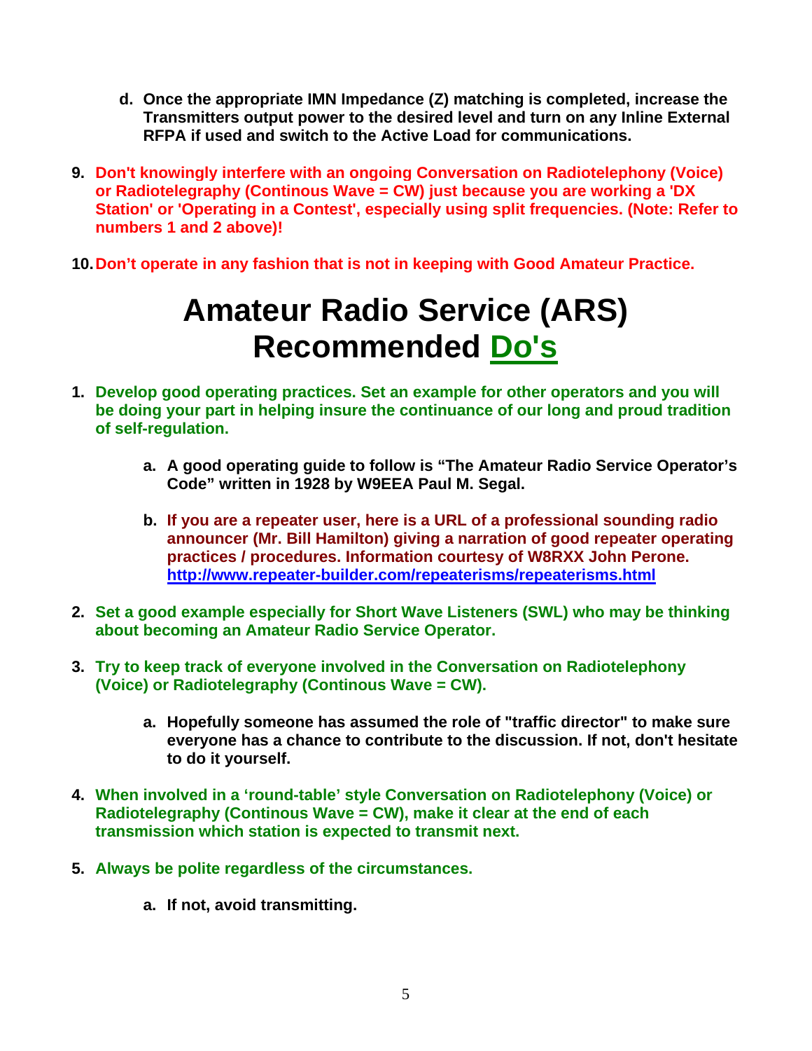d. **Once the appropriate IMN Impedance (Z) matching is completed, increase the Transmitters output power to the desired level and turn on any Inline External RFPA if used and switch to the Active Load for communications.**

9. **Don't knowingly interfere with an ongoing Conversation on Radiotelephony (Voice) or Radiotelegraphy (Continous Wave = CW) just because you are working a 'DX Station' or 'Operating in a Contest', especially using split frequencies. (Note: Refer to numbers 1 and 2 above)!**

10. **Don't operate in any fashion that is not in keeping with Good Amateur Practice.**

# Amateur Radio Service (ARS) Recommended Do's

1. **Develop good operating practices. Set an example for other operators and you will be doing your part in helping insure the continuance of our long and proud tradition of self-regulation.**

   a. **A good operating guide to follow is "The Amateur Radio Service Operator's Code" written in 1928 by W9EEA Paul M. Segal.**

   b. **If you are a repeater user, here is a URL of a professional sounding radio announcer (Mr. Bill Hamilton) giving a narration of good repeater operating practices / procedures. Information courtesy of W8RXX John Perone.** **http://www.repeater-builder.com/repeaterisms/repeaterisms.html**

2. **Set a good example especially for Short Wave Listeners (SWL) who may be thinking about becoming an Amateur Radio Service Operator.**

3. **Try to keep track of everyone involved in the Conversation on Radiotelephony (Voice) or Radiotelegraphy (Continous Wave = CW).**

   a. **Hopefully someone has assumed the role of "traffic director" to make sure everyone has a chance to contribute to the discussion. If not, don't hesitate to do it yourself.**

4. **When involved in a 'round-table' style Conversation on Radiotelephony (Voice) or Radiotelegraphy (Continous Wave = CW), make it clear at the end of each transmission which station is expected to transmit next.**

5. **Always be polite regardless of the circumstances.**

   a. **If not, avoid transmitting.**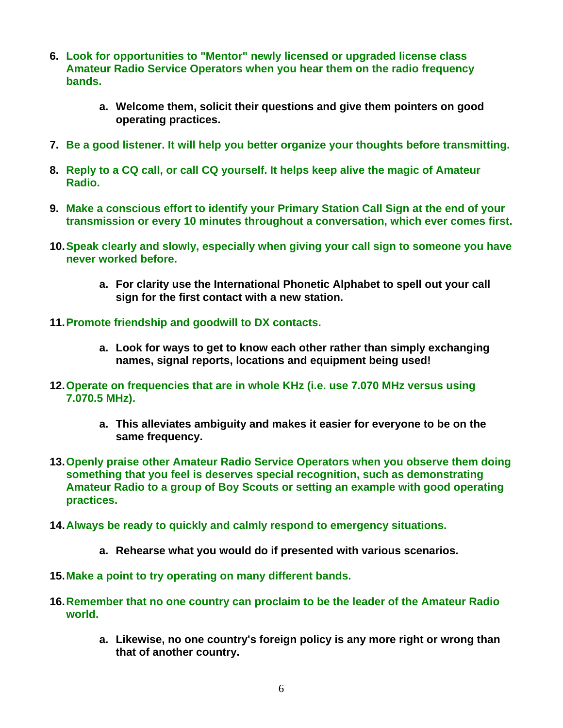6. **Look for opportunities to "Mentor" newly licensed or upgraded license class Amateur Radio Service Operators when you hear them on the radio frequency bands.**
    a. **Welcome them, solicit their questions and give them pointers on good operating practices.**

7. **Be a good listener. It will help you better organize your thoughts before transmitting.**

8. **Reply to a CQ call, or call CQ yourself. It helps keep alive the magic of Amateur Radio.**

9. **Make a conscious effort to identify your Primary Station Call Sign at the end of your transmission or every 10 minutes throughout a conversation, which ever comes first.**

10. **Speak clearly and slowly, especially when giving your call sign to someone you have never worked before.**
    a. **For clarity use the International Phonetic Alphabet to spell out your call sign for the first contact with a new station.**

11. **Promote friendship and goodwill to DX contacts.**
    a. **Look for ways to get to know each other rather than simply exchanging names, signal reports, locations and equipment being used!**

12. **Operate on frequencies that are in whole KHz (i.e. use 7.070 MHz versus using 7.070.5 MHz).**
    a. **This alleviates ambiguity and makes it easier for everyone to be on the same frequency.**

13. **Openly praise other Amateur Radio Service Operators when you observe them doing something that you feel is deserves special recognition, such as demonstrating Amateur Radio to a group of Boy Scouts or setting an example with good operating practices.**

14. **Always be ready to quickly and calmly respond to emergency situations.**
    a. **Rehearse what you would do if presented with various scenarios.**

15. **Make a point to try operating on many different bands.**

16. **Remember that no one country can proclaim to be the leader of the Amateur Radio world.**
    a. **Likewise, no one country's foreign policy is any more right or wrong than that of another country.**